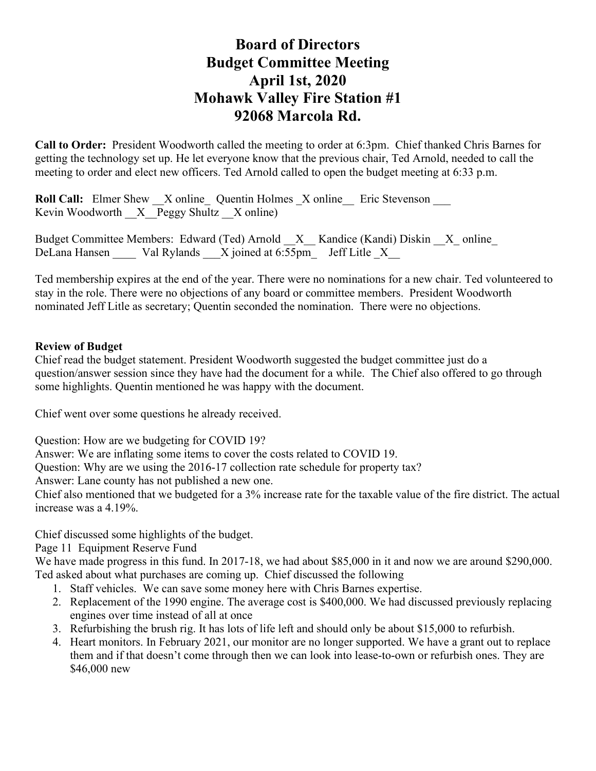# Board of Directors
# Budget Committee Meeting
# April 1st, 2020
# Mohawk Valley Fire Station #1
# 92068 Marcola Rd.

**Call to Order:** President Woodworth called the meeting to order at 6:3pm. Chief thanked Chris Barnes for getting the technology set up. He let everyone know that the previous chair, Ted Arnold, needed to call the meeting to order and elect new officers. Ted Arnold called to open the budget meeting at 6:33 p.m.

**Roll Call:** Elmer Shew __X online_ Quentin Holmes _X online__ Eric Stevenson ___
Kevin Woodworth __X__Peggy Shultz __X online)

Budget Committee Members: Edward (Ted) Arnold __X__ Kandice (Kandi) Diskin __X_ online_
DeLana Hansen ____ Val Rylands ___X joined at 6:55pm_ Jeff Litle _X__

Ted membership expires at the end of the year. There were no nominations for a new chair. Ted volunteered to stay in the role. There were no objections of any board or committee members. President Woodworth nominated Jeff Litle as secretary; Quentin seconded the nomination. There were no objections.

**Review of Budget**

Chief read the budget statement. President Woodworth suggested the budget committee just do a question/answer session since they have had the document for a while. The Chief also offered to go through some highlights. Quentin mentioned he was happy with the document.

Chief went over some questions he already received.

Question: How are we budgeting for COVID 19?
Answer: We are inflating some items to cover the costs related to COVID 19.
Question: Why are we using the 2016-17 collection rate schedule for property tax?
Answer: Lane county has not published a new one.
Chief also mentioned that we budgeted for a 3% increase rate for the taxable value of the fire district. The actual increase was a 4.19%.

Chief discussed some highlights of the budget.
Page 11 Equipment Reserve Fund
We have made progress in this fund. In 2017-18, we had about $85,000 in it and now we are around $290,000. Ted asked about what purchases are coming up. Chief discussed the following

1. Staff vehicles. We can save some money here with Chris Barnes expertise.
2. Replacement of the 1990 engine. The average cost is $400,000. We had discussed previously replacing engines over time instead of all at once
3. Refurbishing the brush rig. It has lots of life left and should only be about $15,000 to refurbish.
4. Heart monitors. In February 2021, our monitor are no longer supported. We have a grant out to replace them and if that doesn't come through then we can look into lease-to-own or refurbish ones. They are $46,000 new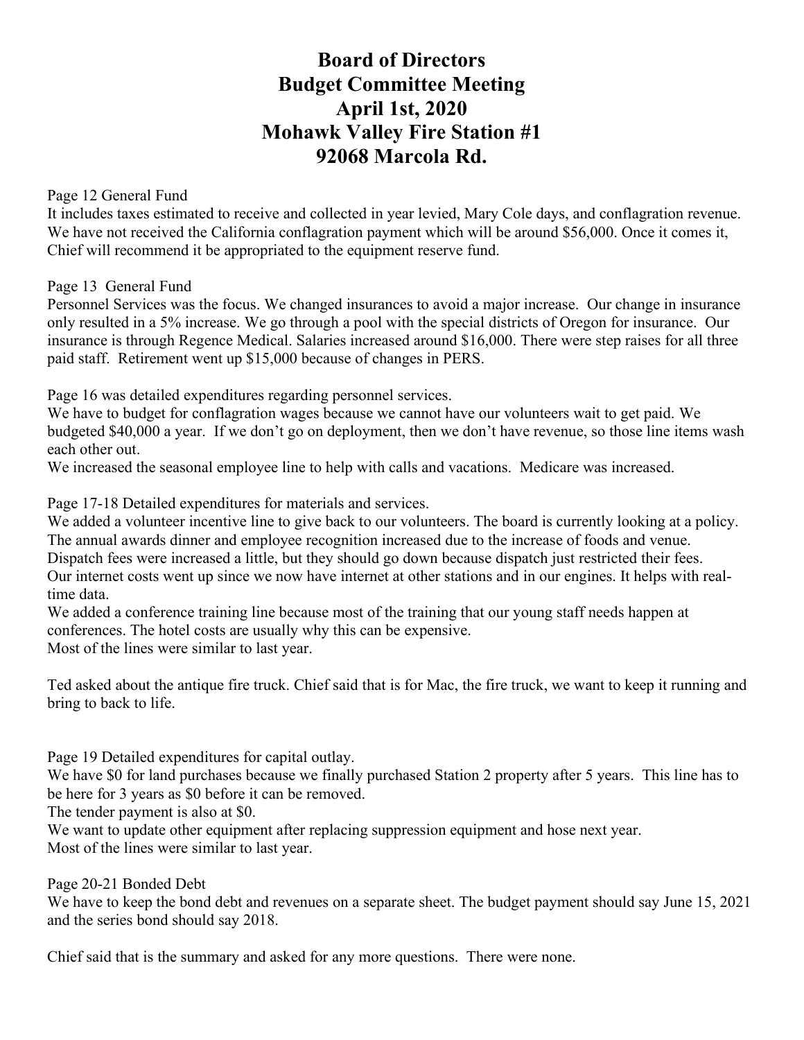# Board of Directors
# Budget Committee Meeting
# April 1st, 2020
# Mohawk Valley Fire Station #1
# 92068 Marcola Rd.

Page 12 General Fund
It includes taxes estimated to receive and collected in year levied, Mary Cole days, and conflagration revenue. We have not received the California conflagration payment which will be around $56,000. Once it comes it, Chief will recommend it be appropriated to the equipment reserve fund.

Page 13 General Fund
Personnel Services was the focus. We changed insurances to avoid a major increase. Our change in insurance only resulted in a 5% increase. We go through a pool with the special districts of Oregon for insurance. Our insurance is through Regence Medical. Salaries increased around $16,000. There were step raises for all three paid staff. Retirement went up $15,000 because of changes in PERS.

Page 16 was detailed expenditures regarding personnel services.
We have to budget for conflagration wages because we cannot have our volunteers wait to get paid. We budgeted $40,000 a year. If we don't go on deployment, then we don't have revenue, so those line items wash each other out.
We increased the seasonal employee line to help with calls and vacations. Medicare was increased.

Page 17-18 Detailed expenditures for materials and services.
We added a volunteer incentive line to give back to our volunteers. The board is currently looking at a policy.
The annual awards dinner and employee recognition increased due to the increase of foods and venue.
Dispatch fees were increased a little, but they should go down because dispatch just restricted their fees.
Our internet costs went up since we now have internet at other stations and in our engines. It helps with real-time data.
We added a conference training line because most of the training that our young staff needs happen at conferences. The hotel costs are usually why this can be expensive.
Most of the lines were similar to last year.

Ted asked about the antique fire truck. Chief said that is for Mac, the fire truck, we want to keep it running and bring to back to life.

Page 19 Detailed expenditures for capital outlay.
We have $0 for land purchases because we finally purchased Station 2 property after 5 years. This line has to be here for 3 years as $0 before it can be removed.
The tender payment is also at $0.
We want to update other equipment after replacing suppression equipment and hose next year.
Most of the lines were similar to last year.

Page 20-21 Bonded Debt
We have to keep the bond debt and revenues on a separate sheet. The budget payment should say June 15, 2021 and the series bond should say 2018.

Chief said that is the summary and asked for any more questions. There were none.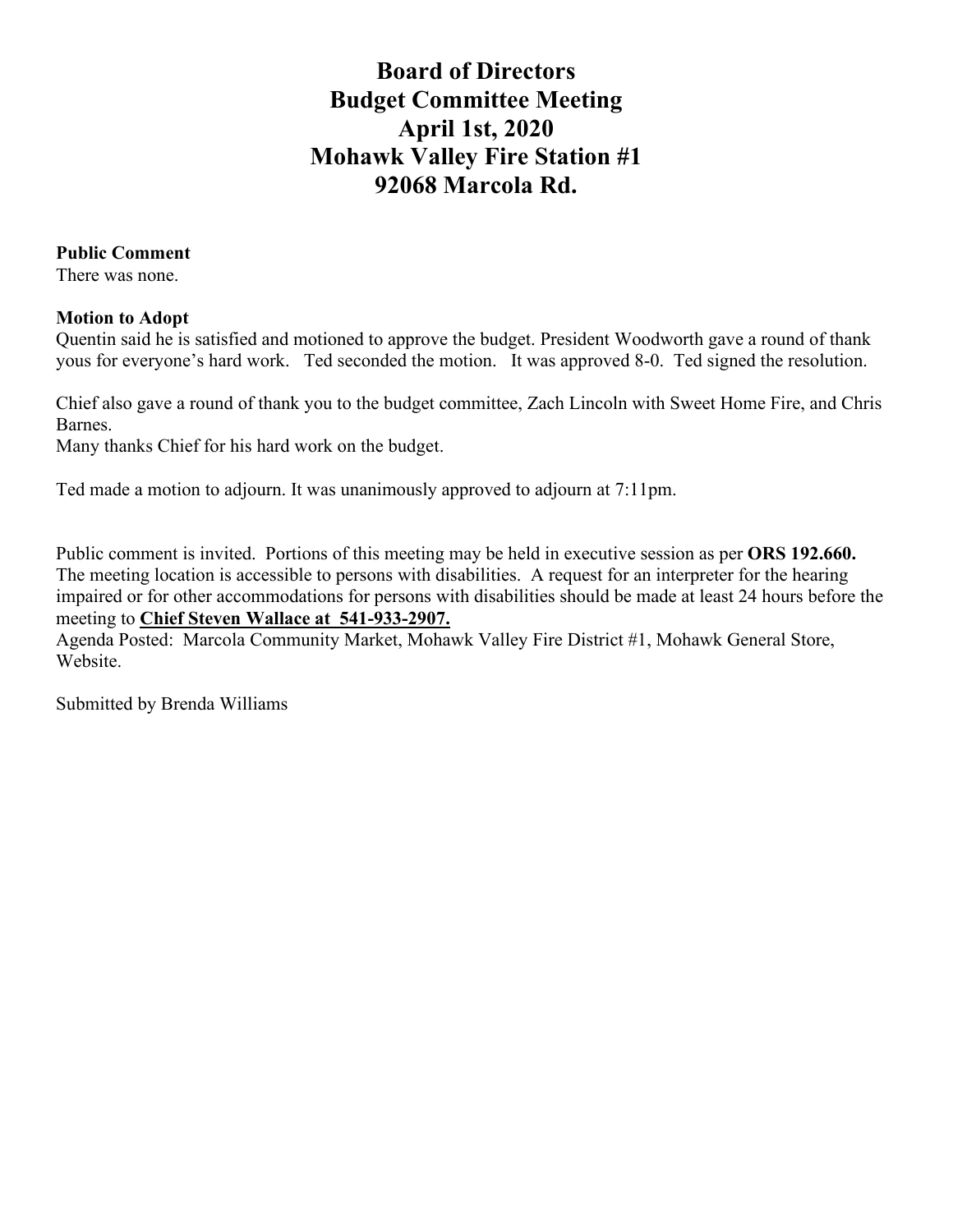# Board of Directors
# Budget Committee Meeting
# April 1st, 2020
# Mohawk Valley Fire Station #1
# 92068 Marcola Rd.

**Public Comment**
There was none.

**Motion to Adopt**
Quentin said he is satisfied and motioned to approve the budget. President Woodworth gave a round of thank yous for everyone's hard work. Ted seconded the motion. It was approved 8-0. Ted signed the resolution.

Chief also gave a round of thank you to the budget committee, Zach Lincoln with Sweet Home Fire, and Chris Barnes.
Many thanks Chief for his hard work on the budget.

Ted made a motion to adjourn. It was unanimously approved to adjourn at 7:11pm.

Public comment is invited. Portions of this meeting may be held in executive session as per **ORS 192.660.** The meeting location is accessible to persons with disabilities. A request for an interpreter for the hearing impaired or for other accommodations for persons with disabilities should be made at least 24 hours before the meeting to **Chief Steven Wallace at 541-933-2907.**
Agenda Posted: Marcola Community Market, Mohawk Valley Fire District #1, Mohawk General Store, Website.

Submitted by Brenda Williams